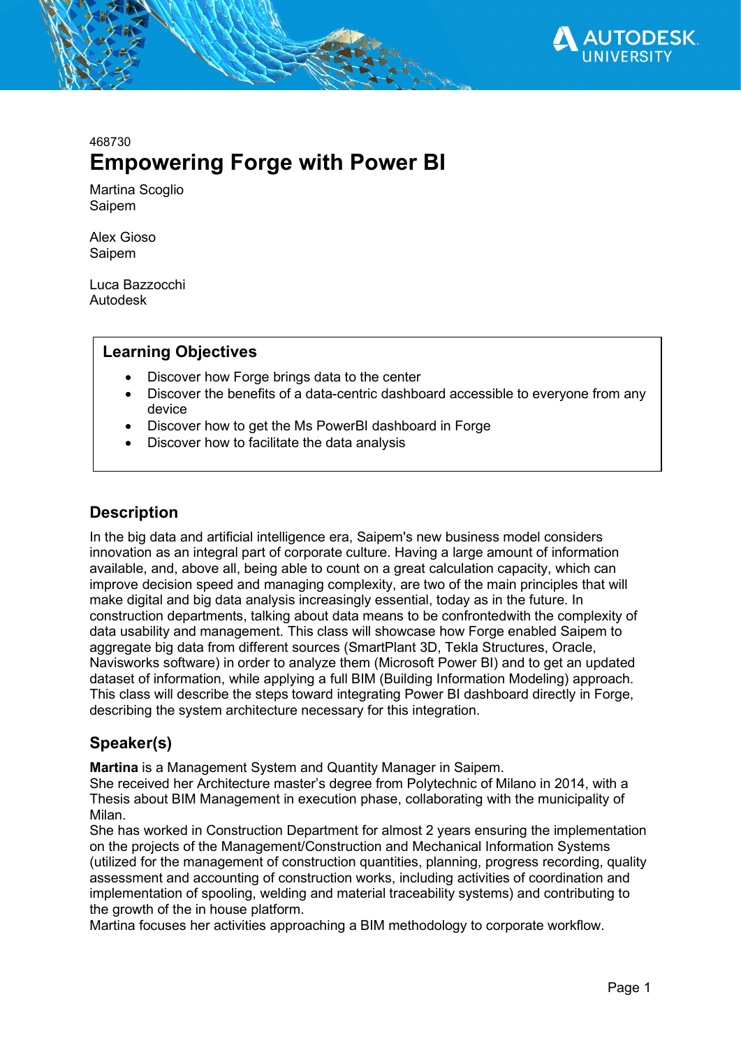468730

# Empowering Forge with Power BI

Martina Scoglio
Saipem

Alex Gioso
Saipem

Luca Bazzocchi
Autodesk

## Learning Objectives

- Discover how Forge brings data to the center
- Discover the benefits of a data-centric dashboard accessible to everyone from any device
- Discover how to get the Ms PowerBI dashboard in Forge
- Discover how to facilitate the data analysis

## Description

In the big data and artificial intelligence era, Saipem's new business model considers innovation as an integral part of corporate culture. Having a large amount of information available, and, above all, being able to count on a great calculation capacity, which can improve decision speed and managing complexity, are two of the main principles that will make digital and big data analysis increasingly essential, today as in the future. In construction departments, talking about data means to be confrontedwith the complexity of data usability and management. This class will showcase how Forge enabled Saipem to aggregate big data from different sources (SmartPlant 3D, Tekla Structures, Oracle, Navisworks software) in order to analyze them (Microsoft Power BI) and to get an updated dataset of information, while applying a full BIM (Building Information Modeling) approach. This class will describe the steps toward integrating Power BI dashboard directly in Forge, describing the system architecture necessary for this integration.

## Speaker(s)

**Martina** is a Management System and Quantity Manager in Saipem.
She received her Architecture master's degree from Polytechnic of Milano in 2014, with a Thesis about BIM Management in execution phase, collaborating with the municipality of Milan.
She has worked in Construction Department for almost 2 years ensuring the implementation on the projects of the Management/Construction and Mechanical Information Systems (utilized for the management of construction quantities, planning, progress recording, quality assessment and accounting of construction works, including activities of coordination and implementation of spooling, welding and material traceability systems) and contributing to the growth of the in house platform.
Martina focuses her activities approaching a BIM methodology to corporate workflow.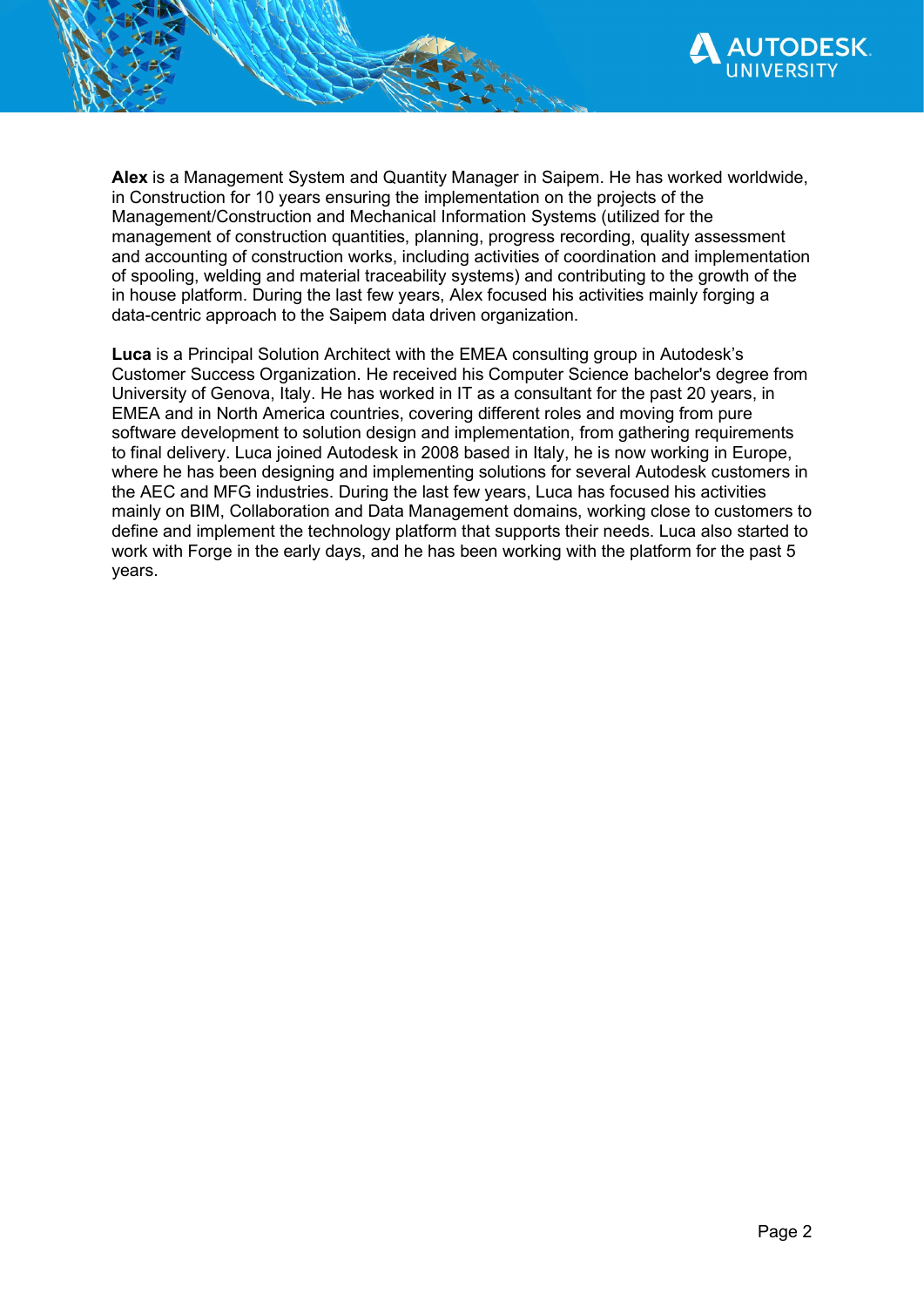**Alex** is a Management System and Quantity Manager in Saipem. He has worked worldwide, in Construction for 10 years ensuring the implementation on the projects of the Management/Construction and Mechanical Information Systems (utilized for the management of construction quantities, planning, progress recording, quality assessment and accounting of construction works, including activities of coordination and implementation of spooling, welding and material traceability systems) and contributing to the growth of the in house platform. During the last few years, Alex focused his activities mainly forging a data-centric approach to the Saipem data driven organization.

**Luca** is a Principal Solution Architect with the EMEA consulting group in Autodesk's Customer Success Organization. He received his Computer Science bachelor's degree from University of Genova, Italy. He has worked in IT as a consultant for the past 20 years, in EMEA and in North America countries, covering different roles and moving from pure software development to solution design and implementation, from gathering requirements to final delivery. Luca joined Autodesk in 2008 based in Italy, he is now working in Europe, where he has been designing and implementing solutions for several Autodesk customers in the AEC and MFG industries. During the last few years, Luca has focused his activities mainly on BIM, Collaboration and Data Management domains, working close to customers to define and implement the technology platform that supports their needs. Luca also started to work with Forge in the early days, and he has been working with the platform for the past 5 years.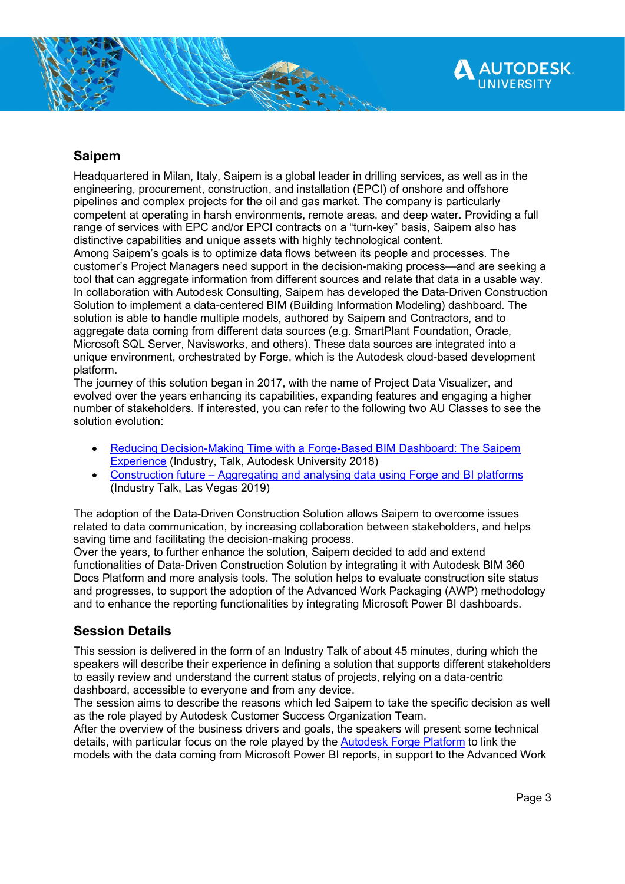## Saipem

Headquartered in Milan, Italy, Saipem is a global leader in drilling services, as well as in the engineering, procurement, construction, and installation (EPCI) of onshore and offshore pipelines and complex projects for the oil and gas market. The company is particularly competent at operating in harsh environments, remote areas, and deep water. Providing a full range of services with EPC and/or EPCI contracts on a "turn-key" basis, Saipem also has distinctive capabilities and unique assets with highly technological content.

Among Saipem's goals is to optimize data flows between its people and processes. The customer's Project Managers need support in the decision-making process—and are seeking a tool that can aggregate information from different sources and relate that data in a usable way. In collaboration with Autodesk Consulting, Saipem has developed the Data-Driven Construction Solution to implement a data-centered BIM (Building Information Modeling) dashboard. The solution is able to handle multiple models, authored by Saipem and Contractors, and to aggregate data coming from different data sources (e.g. SmartPlant Foundation, Oracle, Microsoft SQL Server, Navisworks, and others). These data sources are integrated into a unique environment, orchestrated by Forge, which is the Autodesk cloud-based development platform.

The journey of this solution began in 2017, with the name of Project Data Visualizer, and evolved over the years enhancing its capabilities, expanding features and engaging a higher number of stakeholders. If interested, you can refer to the following two AU Classes to see the solution evolution:

- Reducing Decision-Making Time with a Forge-Based BIM Dashboard: The Saipem Experience (Industry, Talk, Autodesk University 2018)
- Construction future – Aggregating and analysing data using Forge and BI platforms (Industry Talk, Las Vegas 2019)

The adoption of the Data-Driven Construction Solution allows Saipem to overcome issues related to data communication, by increasing collaboration between stakeholders, and helps saving time and facilitating the decision-making process.

Over the years, to further enhance the solution, Saipem decided to add and extend functionalities of Data-Driven Construction Solution by integrating it with Autodesk BIM 360 Docs Platform and more analysis tools. The solution helps to evaluate construction site status and progresses, to support the adoption of the Advanced Work Packaging (AWP) methodology and to enhance the reporting functionalities by integrating Microsoft Power BI dashboards.

## Session Details

This session is delivered in the form of an Industry Talk of about 45 minutes, during which the speakers will describe their experience in defining a solution that supports different stakeholders to easily review and understand the current status of projects, relying on a data-centric dashboard, accessible to everyone and from any device.

The session aims to describe the reasons which led Saipem to take the specific decision as well as the role played by Autodesk Customer Success Organization Team.

After the overview of the business drivers and goals, the speakers will present some technical details, with particular focus on the role played by the Autodesk Forge Platform to link the models with the data coming from Microsoft Power BI reports, in support to the Advanced Work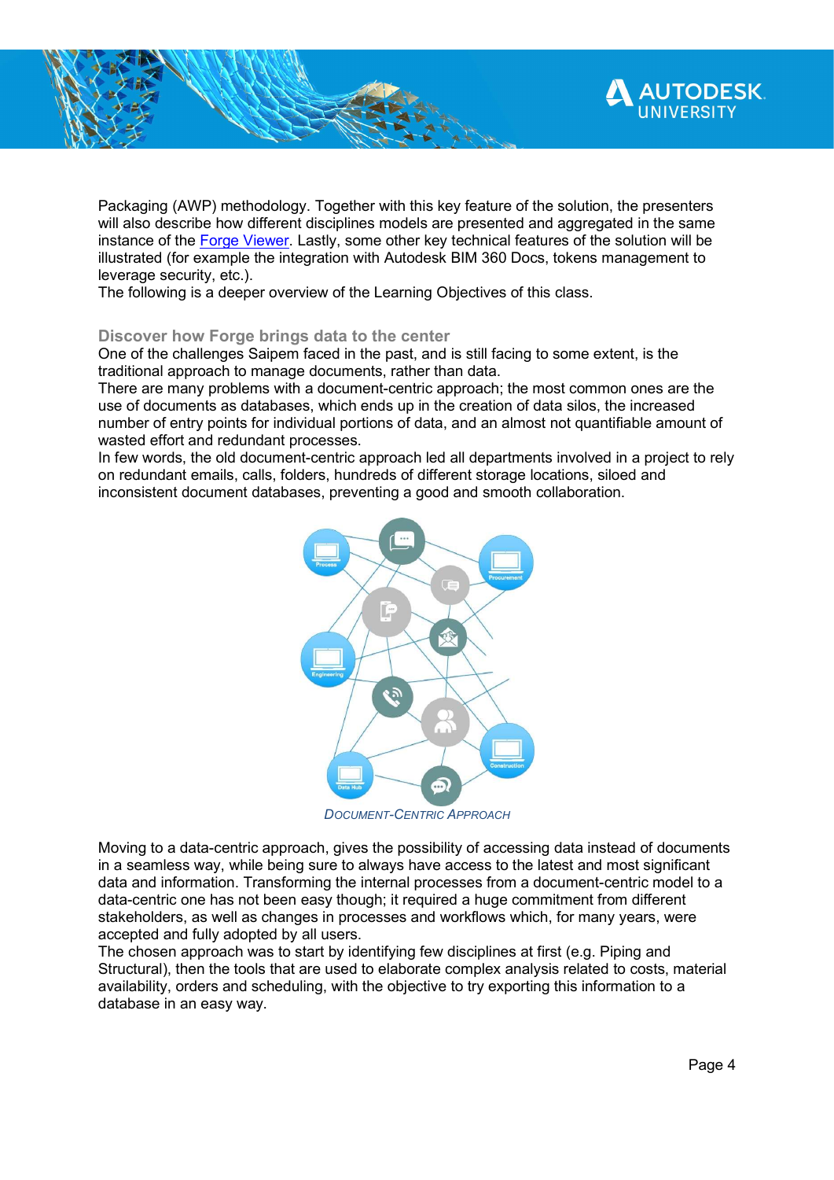Packaging (AWP) methodology. Together with this key feature of the solution, the presenters will also describe how different disciplines models are presented and aggregated in the same instance of the [Forge Viewer](). Lastly, some other key technical features of the solution will be illustrated (for example the integration with Autodesk BIM 360 Docs, tokens management to leverage security, etc.).
The following is a deeper overview of the Learning Objectives of this class.

### Discover how Forge brings data to the center

One of the challenges Saipem faced in the past, and is still facing to some extent, is the traditional approach to manage documents, rather than data.
There are many problems with a document-centric approach; the most common ones are the use of documents as databases, which ends up in the creation of data silos, the increased number of entry points for individual portions of data, and an almost not quantifiable amount of wasted effort and redundant processes.
In few words, the old document-centric approach led all departments involved in a project to rely on redundant emails, calls, folders, hundreds of different storage locations, siloed and inconsistent document databases, preventing a good and smooth collaboration.

*DOCUMENT-CENTRIC APPROACH*

Moving to a data-centric approach, gives the possibility of accessing data instead of documents in a seamless way, while being sure to always have access to the latest and most significant data and information. Transforming the internal processes from a document-centric model to a data-centric one has not been easy though; it required a huge commitment from different stakeholders, as well as changes in processes and workflows which, for many years, were accepted and fully adopted by all users.
The chosen approach was to start by identifying few disciplines at first (e.g. Piping and Structural), then the tools that are used to elaborate complex analysis related to costs, material availability, orders and scheduling, with the objective to try exporting this information to a database in an easy way.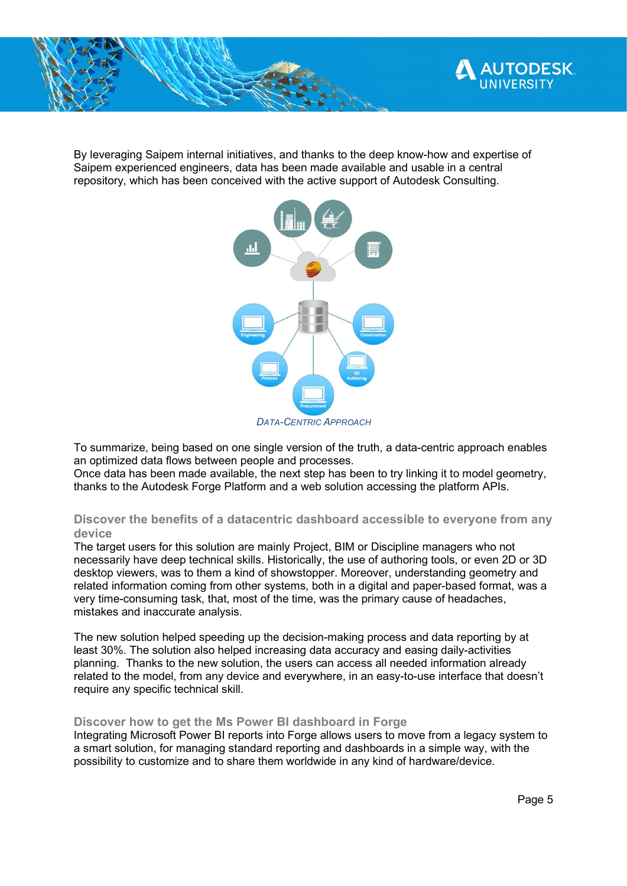By leveraging Saipem internal initiatives, and thanks to the deep know-how and expertise of Saipem experienced engineers, data has been made available and usable in a central repository, which has been conceived with the active support of Autodesk Consulting.

*DATA-CENTRIC APPROACH*

To summarize, being based on one single version of the truth, a data-centric approach enables an optimized data flows between people and processes.
Once data has been made available, the next step has been to try linking it to model geometry, thanks to the Autodesk Forge Platform and a web solution accessing the platform APIs.

## Discover the benefits of a datacentric dashboard accessible to everyone from any device

The target users for this solution are mainly Project, BIM or Discipline managers who not necessarily have deep technical skills. Historically, the use of authoring tools, or even 2D or 3D desktop viewers, was to them a kind of showstopper. Moreover, understanding geometry and related information coming from other systems, both in a digital and paper-based format, was a very time-consuming task, that, most of the time, was the primary cause of headaches, mistakes and inaccurate analysis.

The new solution helped speeding up the decision-making process and data reporting by at least 30%. The solution also helped increasing data accuracy and easing daily-activities planning. Thanks to the new solution, the users can access all needed information already related to the model, from any device and everywhere, in an easy-to-use interface that doesn't require any specific technical skill.

## Discover how to get the Ms Power BI dashboard in Forge

Integrating Microsoft Power BI reports into Forge allows users to move from a legacy system to a smart solution, for managing standard reporting and dashboards in a simple way, with the possibility to customize and to share them worldwide in any kind of hardware/device.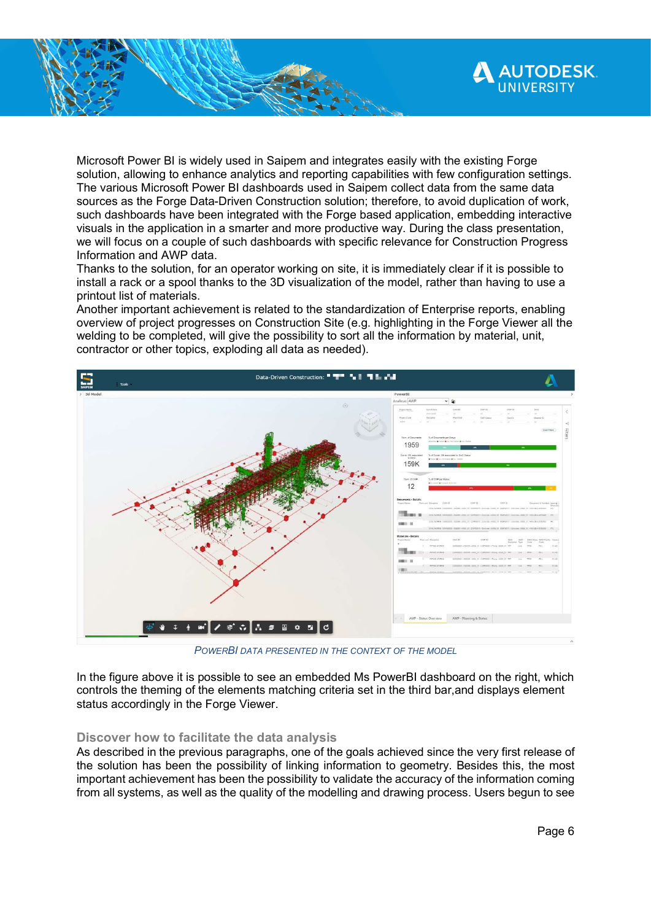Microsoft Power BI is widely used in Saipem and integrates easily with the existing Forge solution, allowing to enhance analytics and reporting capabilities with few configuration settings. The various Microsoft Power BI dashboards used in Saipem collect data from the same data sources as the Forge Data-Driven Construction solution; therefore, to avoid duplication of work, such dashboards have been integrated with the Forge based application, embedding interactive visuals in the application in a smarter and more productive way. During the class presentation, we will focus on a couple of such dashboards with specific relevance for Construction Progress Information and AWP data.
Thanks to the solution, for an operator working on site, it is immediately clear if it is possible to install a rack or a spool thanks to the 3D visualization of the model, rather than having to use a printout list of materials.
Another important achievement is related to the standardization of Enterprise reports, enabling overview of project progresses on Construction Site (e.g. highlighting in the Forge Viewer all the welding to be completed, will give the possibility to sort all the information by material, unit, contractor or other topics, exploding all data as needed).

POWERBI DATA PRESENTED IN THE CONTEXT OF THE MODEL

In the figure above it is possible to see an embedded Ms PowerBI dashboard on the right, which controls the theming of the elements matching criteria set in the third bar,and displays element status accordingly in the Forge Viewer.

### Discover how to facilitate the data analysis

As described in the previous paragraphs, one of the goals achieved since the very first release of the solution has been the possibility of linking information to geometry. Besides this, the most important achievement has been the possibility to validate the accuracy of the information coming from all systems, as well as the quality of the modelling and drawing process. Users begun to see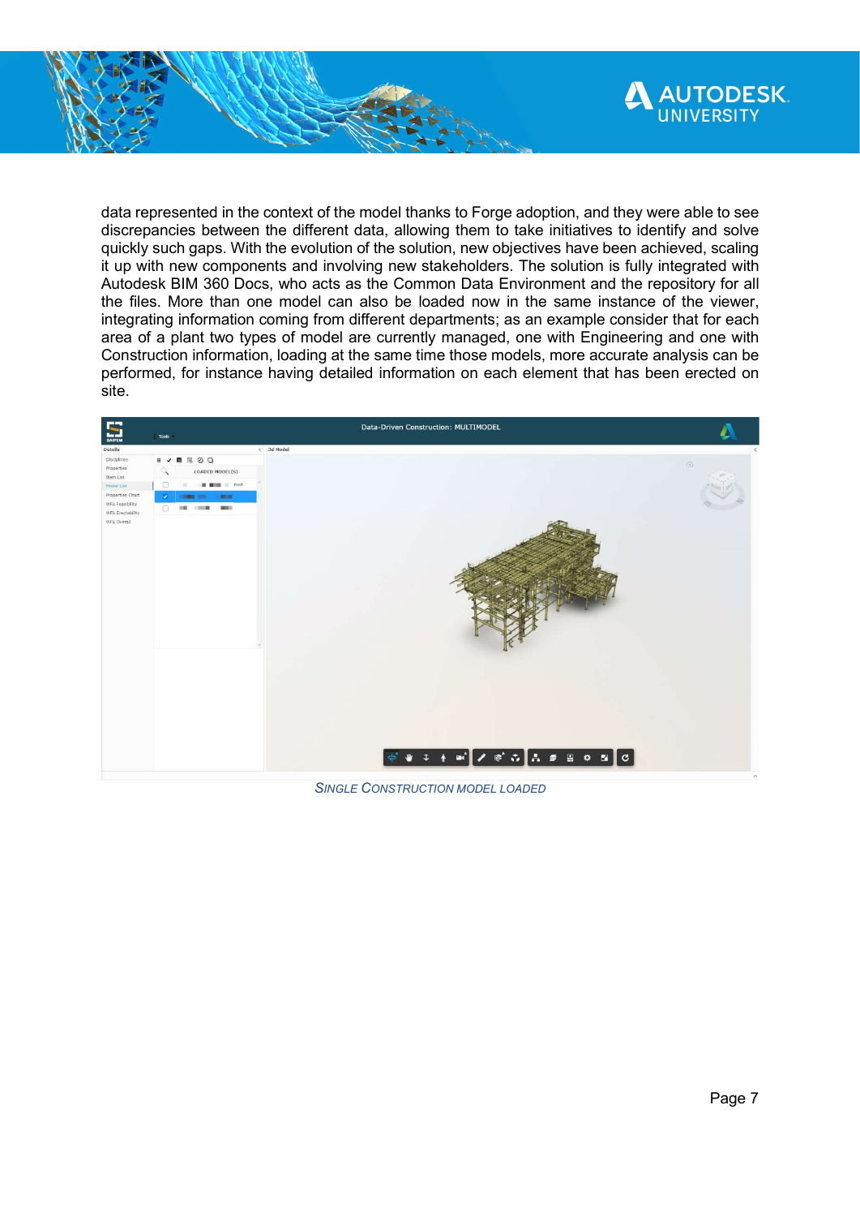data represented in the context of the model thanks to Forge adoption, and they were able to see discrepancies between the different data, allowing them to take initiatives to identify and solve quickly such gaps. With the evolution of the solution, new objectives have been achieved, scaling it up with new components and involving new stakeholders. The solution is fully integrated with Autodesk BIM 360 Docs, who acts as the Common Data Environment and the repository for all the files. More than one model can also be loaded now in the same instance of the viewer, integrating information coming from different departments; as an example consider that for each area of a plant two types of model are currently managed, one with Engineering and one with Construction information, loading at the same time those models, more accurate analysis can be performed, for instance having detailed information on each element that has been erected on site.

*SINGLE CONSTRUCTION MODEL LOADED*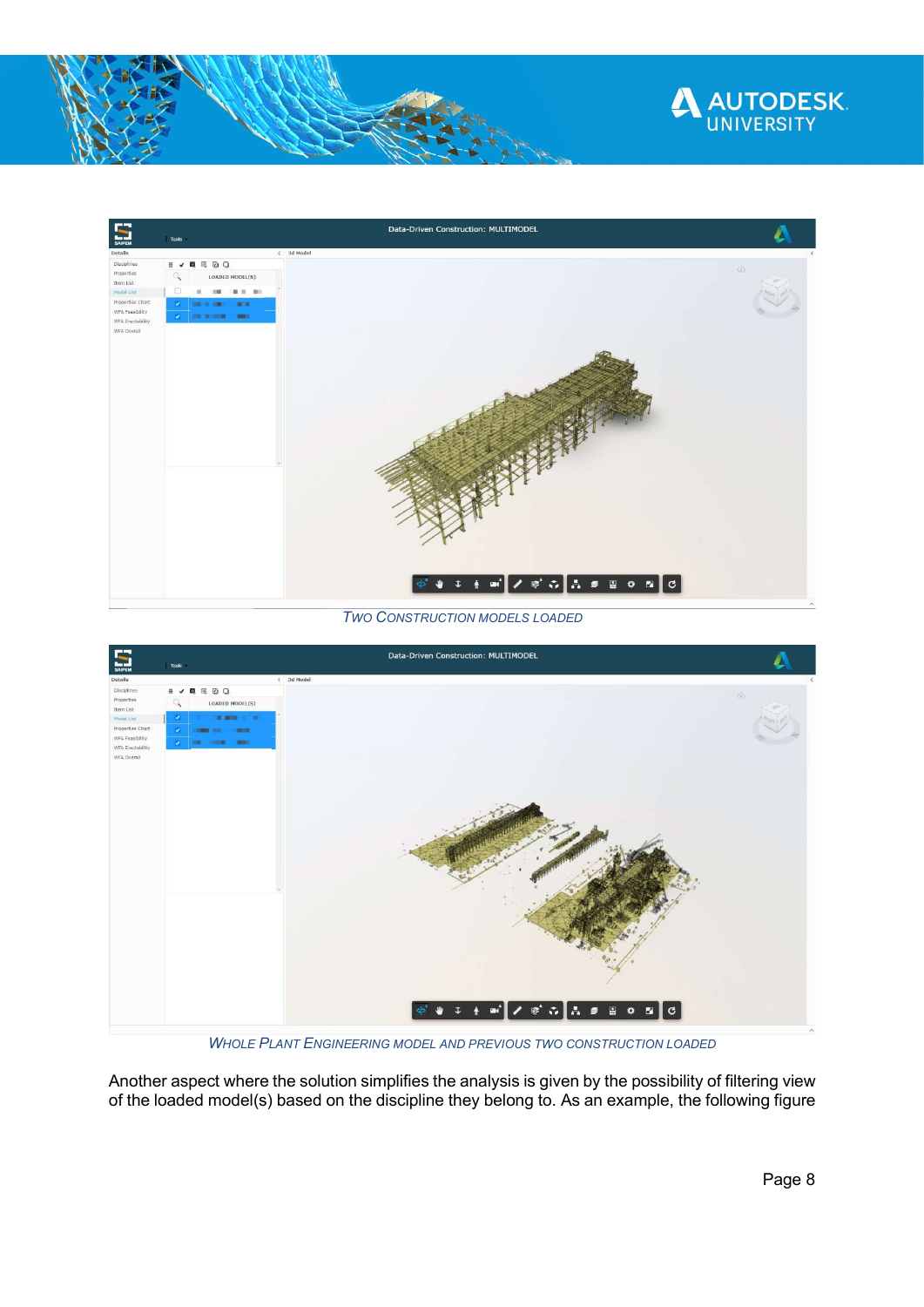*TWO CONSTRUCTION MODELS LOADED*

*WHOLE PLANT ENGINEERING MODEL AND PREVIOUS TWO CONSTRUCTION LOADED*

Another aspect where the solution simplifies the analysis is given by the possibility of filtering view of the loaded model(s) based on the discipline they belong to. As an example, the following figure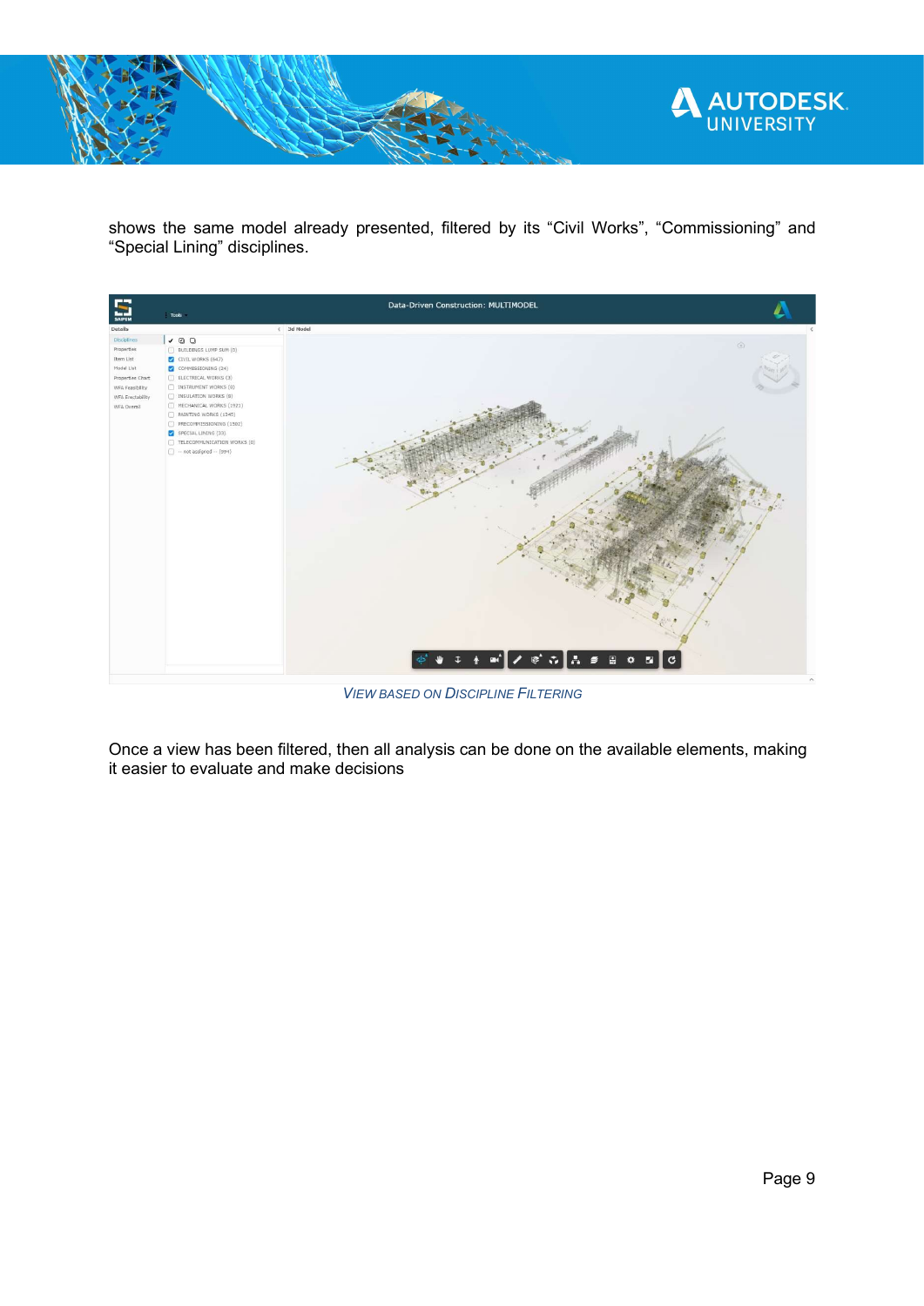shows the same model already presented, filtered by its “Civil Works”, “Commissioning” and “Special Lining” disciplines.

*VIEW BASED ON DISCIPLINE FILTERING*

Once a view has been filtered, then all analysis can be done on the available elements, making it easier to evaluate and make decisions